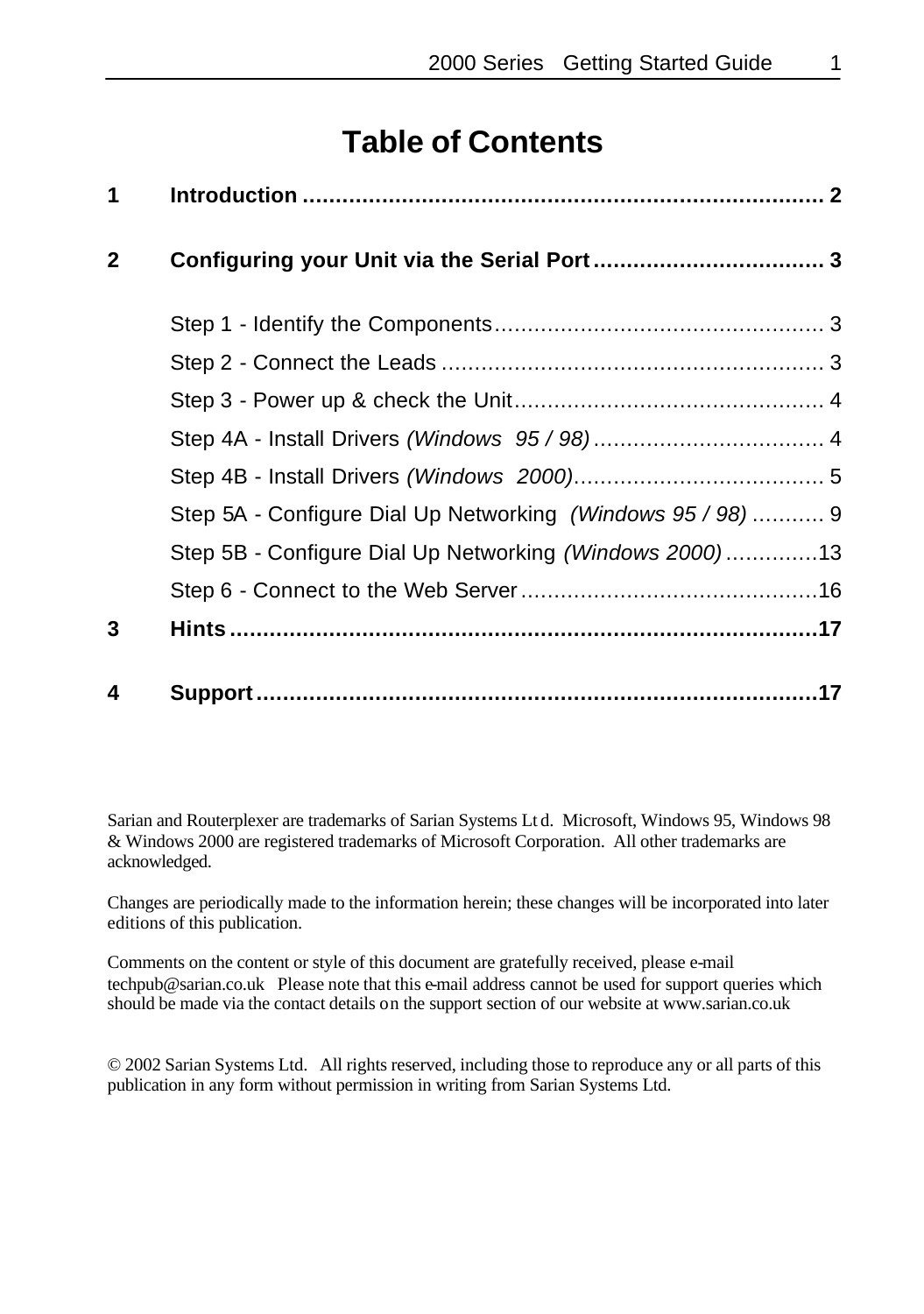# Table of Contents

| | | |
|---|---|---|
| **1** | **Introduction** | **2** |
| **2** | **Configuring your Unit via the Serial Port** | **3** |
| | Step 1 - Identify the Components | 3 |
| | Step 2 - Connect the Leads | 3 |
| | Step 3 - Power up & check the Unit | 4 |
| | Step 4A - Install Drivers *(Windows 95 / 98)* | 4 |
| | Step 4B - Install Drivers *(Windows 2000)* | 5 |
| | Step 5A - Configure Dial Up Networking *(Windows 95 / 98)* | 9 |
| | Step 5B - Configure Dial Up Networking *(Windows 2000)* | 13 |
| | Step 6 - Connect to the Web Server | 16 |
| **3** | **Hints** | **17** |
| **4** | **Support** | **17** |

Sarian and Routerplexer are trademarks of Sarian Systems Ltd. Microsoft, Windows 95, Windows 98 & Windows 2000 are registered trademarks of Microsoft Corporation. All other trademarks are acknowledged.

Changes are periodically made to the information herein; these changes will be incorporated into later editions of this publication.

Comments on the content or style of this document are gratefully received, please e-mail techpub@sarian.co.uk Please note that this e-mail address cannot be used for support queries which should be made via the contact details on the support section of our website at www.sarian.co.uk

© 2002 Sarian Systems Ltd. All rights reserved, including those to reproduce any or all parts of this publication in any form without permission in writing from Sarian Systems Ltd.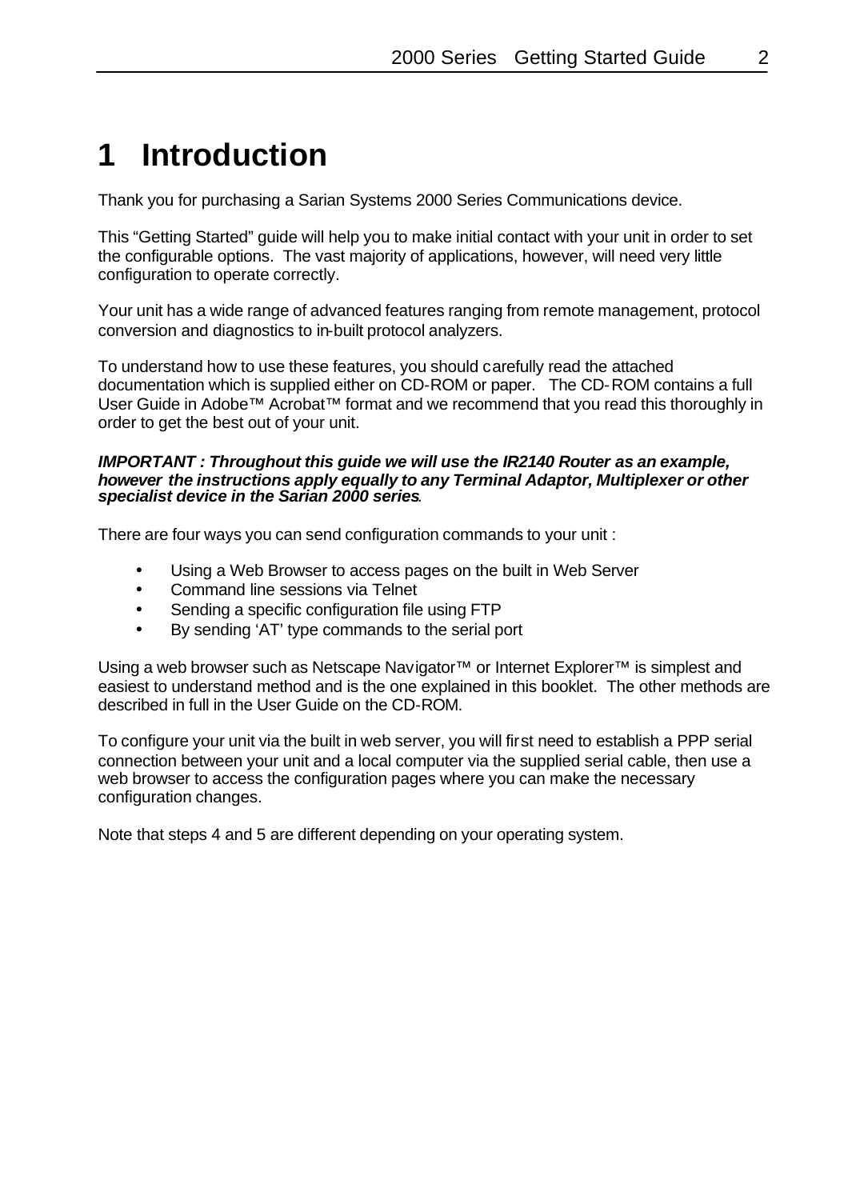# 1 Introduction

Thank you for purchasing a Sarian Systems 2000 Series Communications device.

This "Getting Started" guide will help you to make initial contact with your unit in order to set the configurable options. The vast majority of applications, however, will need very little configuration to operate correctly.

Your unit has a wide range of advanced features ranging from remote management, protocol conversion and diagnostics to in-built protocol analyzers.

To understand how to use these features, you should carefully read the attached documentation which is supplied either on CD-ROM or paper. The CD-ROM contains a full User Guide in Adobe™ Acrobat™ format and we recommend that you read this thoroughly in order to get the best out of your unit.

***IMPORTANT : Throughout this guide we will use the IR2140 Router as an example, however the instructions apply equally to any Terminal Adaptor, Multiplexer or other specialist device in the Sarian 2000 series***.

There are four ways you can send configuration commands to your unit :

- Using a Web Browser to access pages on the built in Web Server
- Command line sessions via Telnet
- Sending a specific configuration file using FTP
- By sending 'AT' type commands to the serial port

Using a web browser such as Netscape Navigator™ or Internet Explorer™ is simplest and easiest to understand method and is the one explained in this booklet. The other methods are described in full in the User Guide on the CD-ROM.

To configure your unit via the built in web server, you will first need to establish a PPP serial connection between your unit and a local computer via the supplied serial cable, then use a web browser to access the configuration pages where you can make the necessary configuration changes.

Note that steps 4 and 5 are different depending on your operating system.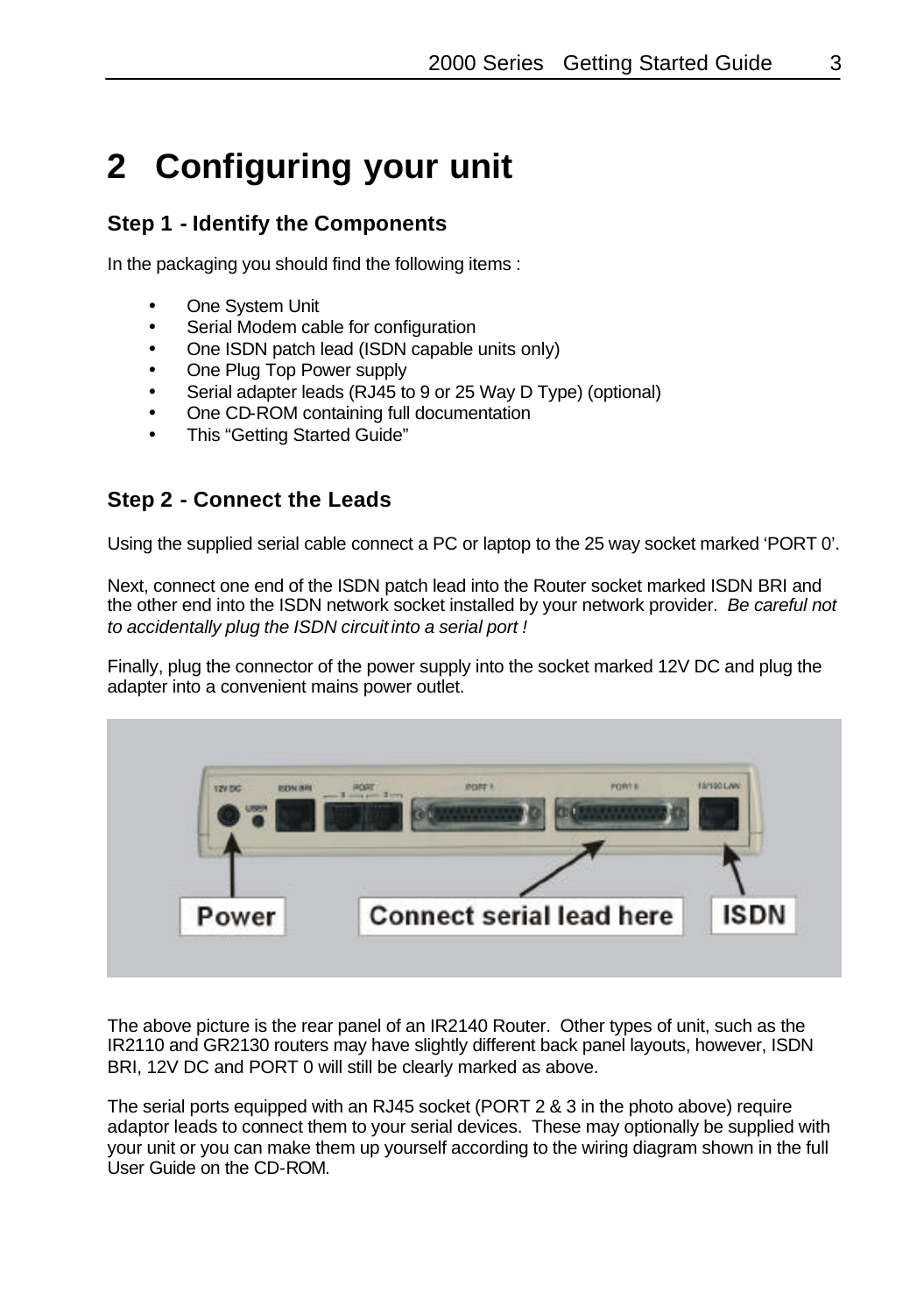# 2 Configuring your unit

### Step 1 - Identify the Components

In the packaging you should find the following items :

- One System Unit
- Serial Modem cable for configuration
- One ISDN patch lead (ISDN capable units only)
- One Plug Top Power supply
- Serial adapter leads (RJ45 to 9 or 25 Way D Type) (optional)
- One CD-ROM containing full documentation
- This “Getting Started Guide”

### Step 2 - Connect the Leads

Using the supplied serial cable connect a PC or laptop to the 25 way socket marked ‘PORT 0’.

Next, connect one end of the ISDN patch lead into the Router socket marked ISDN BRI and the other end into the ISDN network socket installed by your network provider. *Be careful not to accidentally plug the ISDN circuit into a serial port !*

Finally, plug the connector of the power supply into the socket marked 12V DC and plug the adapter into a convenient mains power outlet.

The above picture is the rear panel of an IR2140 Router. Other types of unit, such as the IR2110 and GR2130 routers may have slightly different back panel layouts, however, ISDN BRI, 12V DC and PORT 0 will still be clearly marked as above.

The serial ports equipped with an RJ45 socket (PORT 2 & 3 in the photo above) require adaptor leads to connect them to your serial devices. These may optionally be supplied with your unit or you can make them up yourself according to the wiring diagram shown in the full User Guide on the CD-ROM.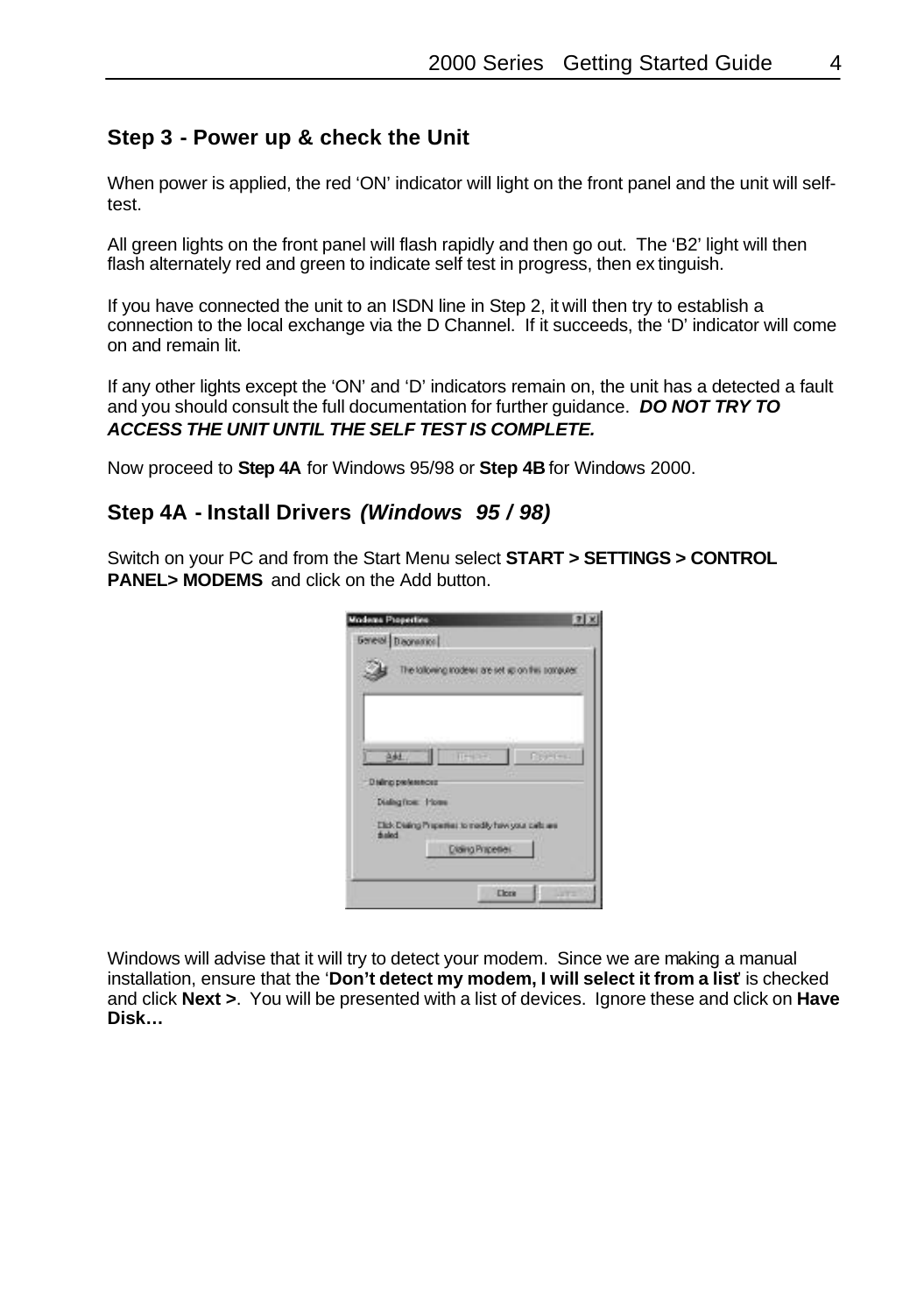## Step 3 - Power up & check the Unit

When power is applied, the red 'ON' indicator will light on the front panel and the unit will self-test.

All green lights on the front panel will flash rapidly and then go out. The 'B2' light will then flash alternately red and green to indicate self test in progress, then extinguish.

If you have connected the unit to an ISDN line in Step 2, it will then try to establish a connection to the local exchange via the D Channel. If it succeeds, the 'D' indicator will come on and remain lit.

If any other lights except the 'ON' and 'D' indicators remain on, the unit has a detected a fault and you should consult the full documentation for further guidance. ***DO NOT TRY TO ACCESS THE UNIT UNTIL THE SELF TEST IS COMPLETE.***

Now proceed to **Step 4A** for Windows 95/98 or **Step 4B** for Windows 2000.

## Step 4A - Install Drivers *(Windows 95 / 98)*

Switch on your PC and from the Start Menu select **START > SETTINGS > CONTROL PANEL> MODEMS** and click on the Add button.

Windows will advise that it will try to detect your modem. Since we are making a manual installation, ensure that the '**Don't detect my modem, I will select it from a list**' is checked and click **Next >**. You will be presented with a list of devices. Ignore these and click on **Have Disk…**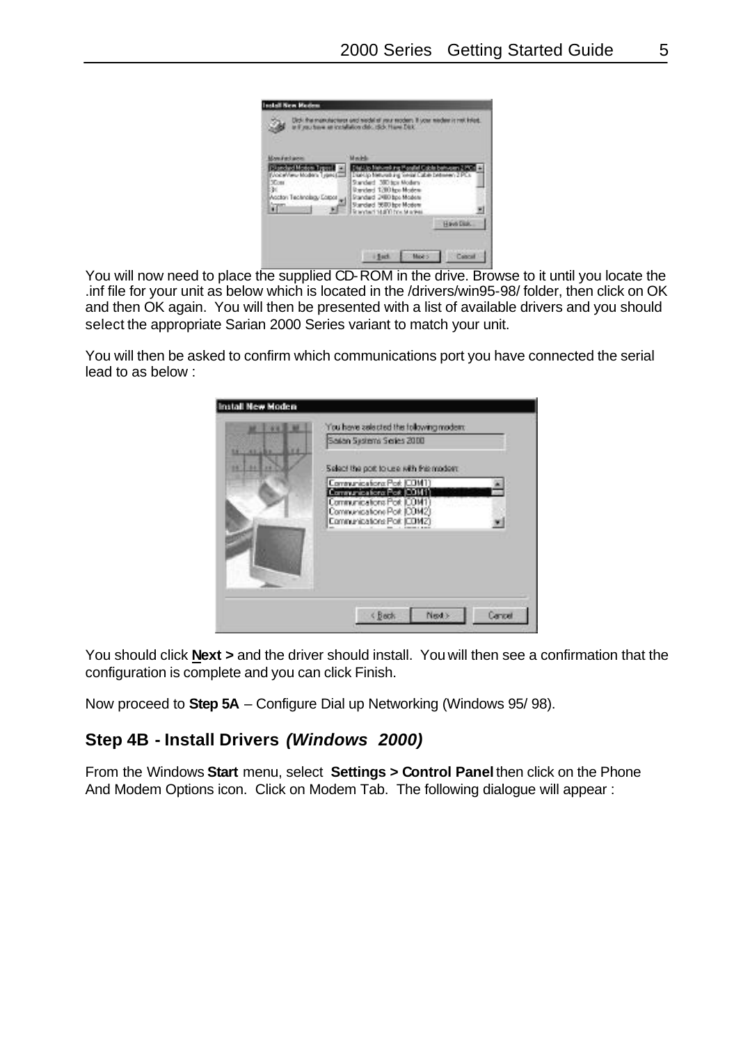You will now need to place the supplied CD-ROM in the drive. Browse to it until you locate the .inf file for your unit as below which is located in the /drivers/win95-98/ folder, then click on OK and then OK again. You will then be presented with a list of available drivers and you should select the appropriate Sarian 2000 Series variant to match your unit.

You will then be asked to confirm which communications port you have connected the serial lead to as below :

You should click **Next >** and the driver should install. You will then see a confirmation that the configuration is complete and you can click Finish.

Now proceed to **Step 5A** – Configure Dial up Networking (Windows 95/ 98).

## Step 4B - Install Drivers *(Windows 2000)*

From the Windows **Start** menu, select **Settings > Control Panel** then click on the Phone And Modem Options icon. Click on Modem Tab. The following dialogue will appear :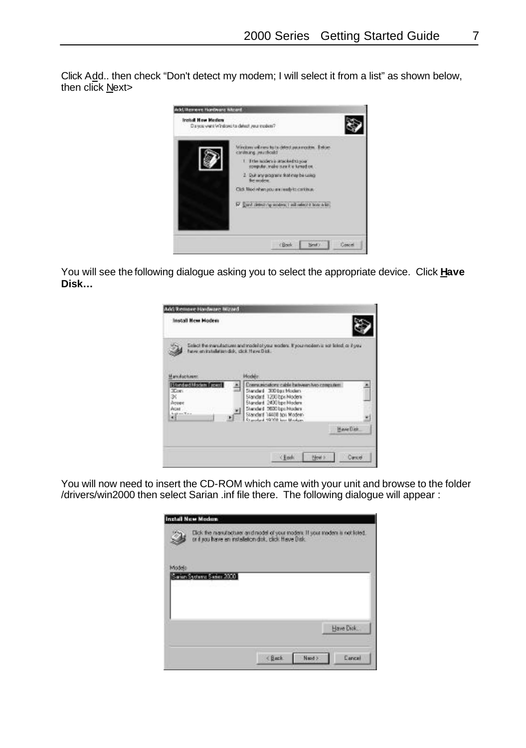Click Add.. then check "Don't detect my modem; I will select it from a list" as shown below, then click Next>

You will see the following dialogue asking you to select the appropriate device. Click **Have Disk…**

You will now need to insert the CD-ROM which came with your unit and browse to the folder /drivers/win2000 then select Sarian .inf file there. The following dialogue will appear :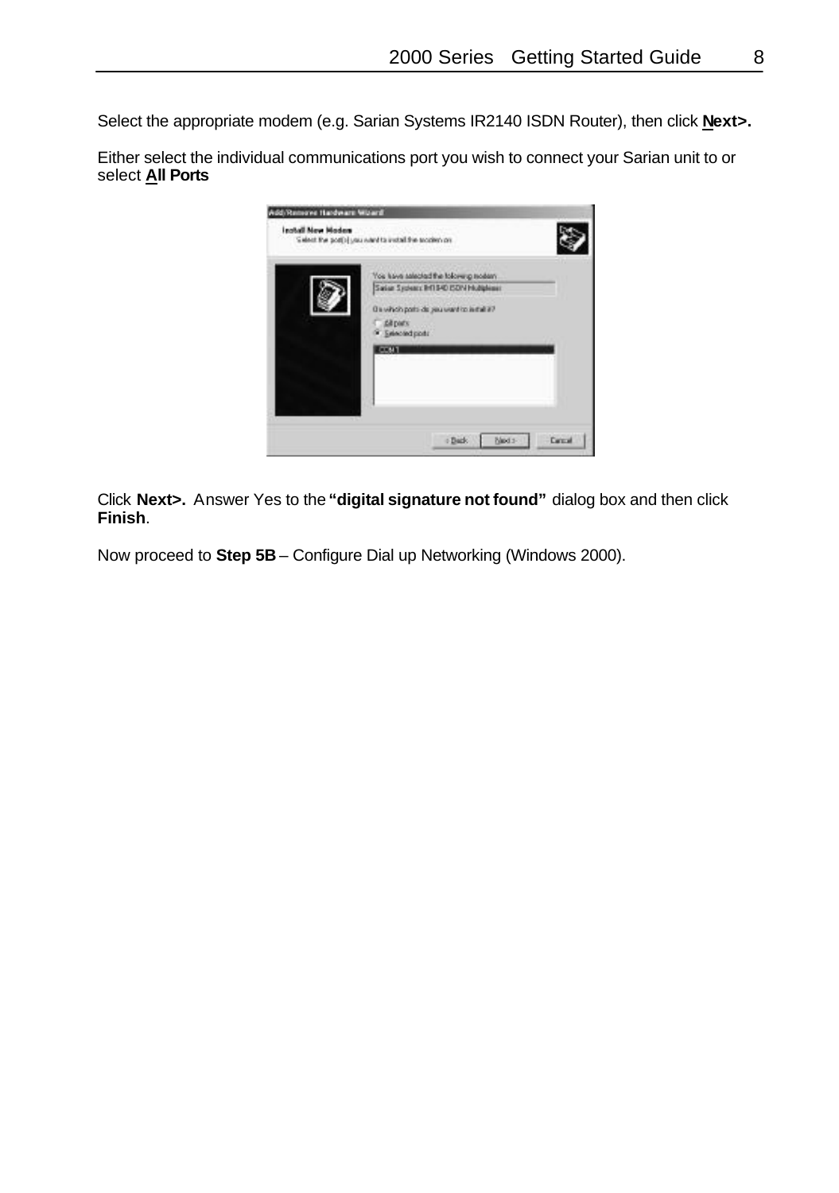Select the appropriate modem (e.g. Sarian Systems IR2140 ISDN Router), then click **Next>.**

Either select the individual communications port you wish to connect your Sarian unit to or select **All Ports**

Click **Next>.** Answer Yes to the **"digital signature not found"** dialog box and then click **Finish**.

Now proceed to **Step 5B** – Configure Dial up Networking (Windows 2000).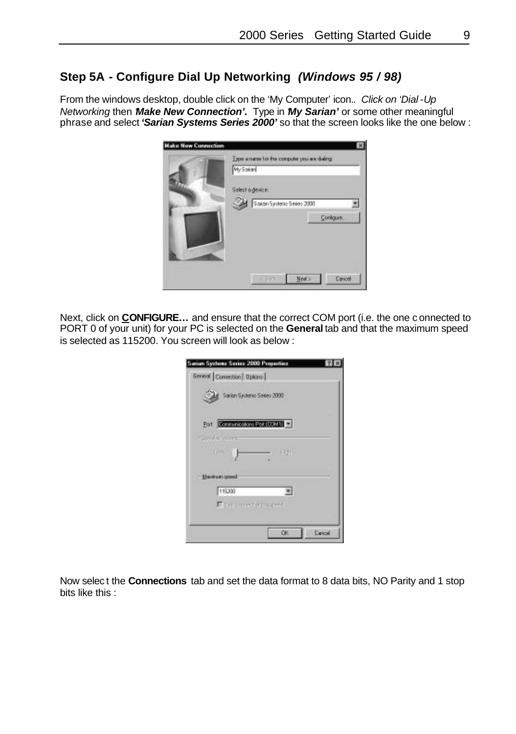## Step 5A - Configure Dial Up Networking *(Windows 95 / 98)*

From the windows desktop, double click on the 'My Computer' icon.. *Click on 'Dial -Up Networking* then ***'Make New Connection'.*** Type in ***'My Sarian'*** or some other meaningful phrase and select ***'Sarian Systems Series 2000'*** so that the screen looks like the one below :

Next, click on **CONFIGURE…** and ensure that the correct COM port (i.e. the one connected to PORT 0 of your unit) for your PC is selected on the **General** tab and that the maximum speed is selected as 115200. You screen will look as below :

Now select the **Connections** tab and set the data format to 8 data bits, NO Parity and 1 stop bits like this :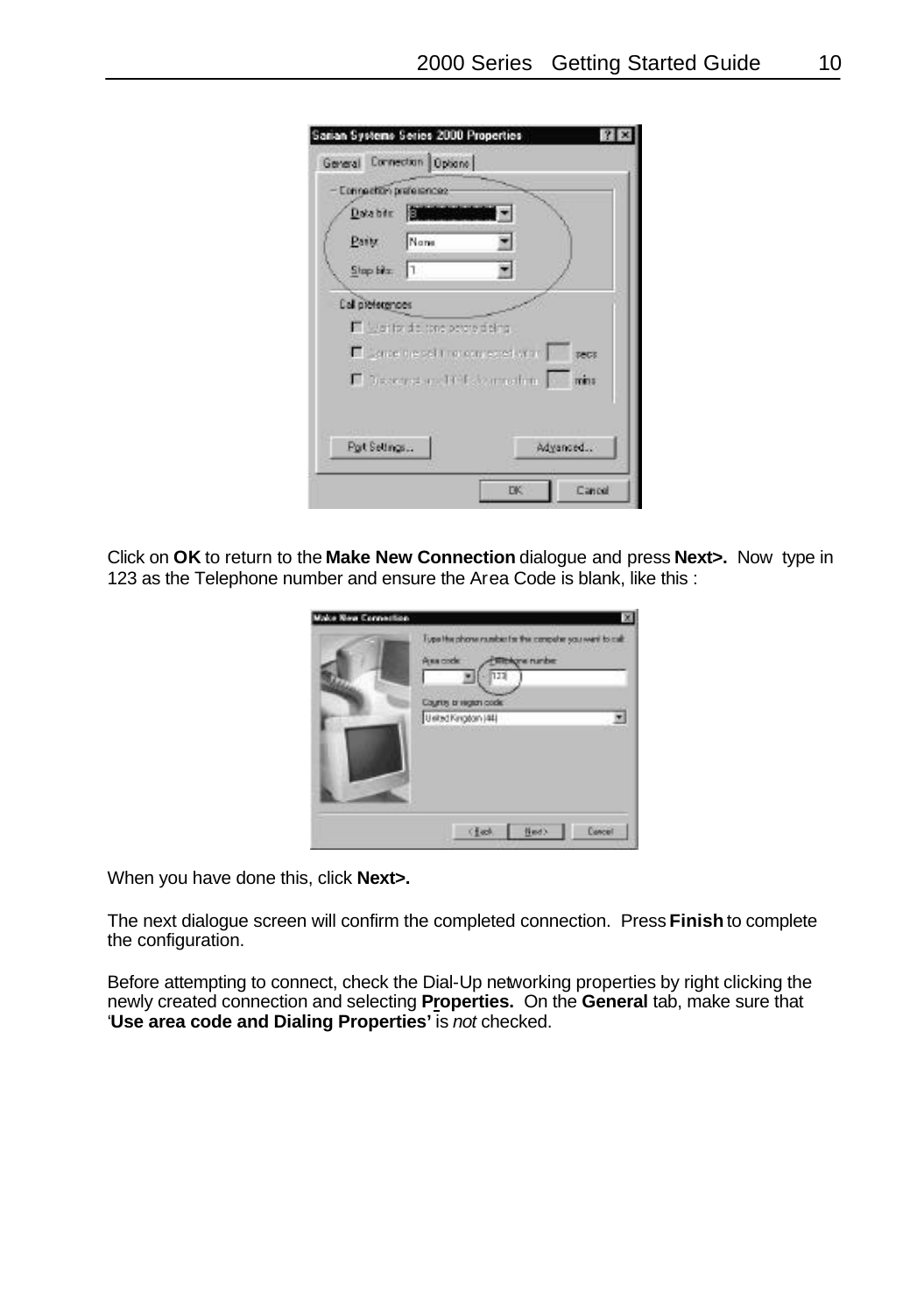Click on **OK** to return to the **Make New Connection** dialogue and press **Next>.** Now type in 123 as the Telephone number and ensure the Area Code is blank, like this :

When you have done this, click **Next>.**

The next dialogue screen will confirm the completed connection. Press **Finish** to complete the configuration.

Before attempting to connect, check the Dial-Up networking properties by right clicking the newly created connection and selecting **Properties.** On the **General** tab, make sure that '**Use area code and Dialing Properties'** is *not* checked.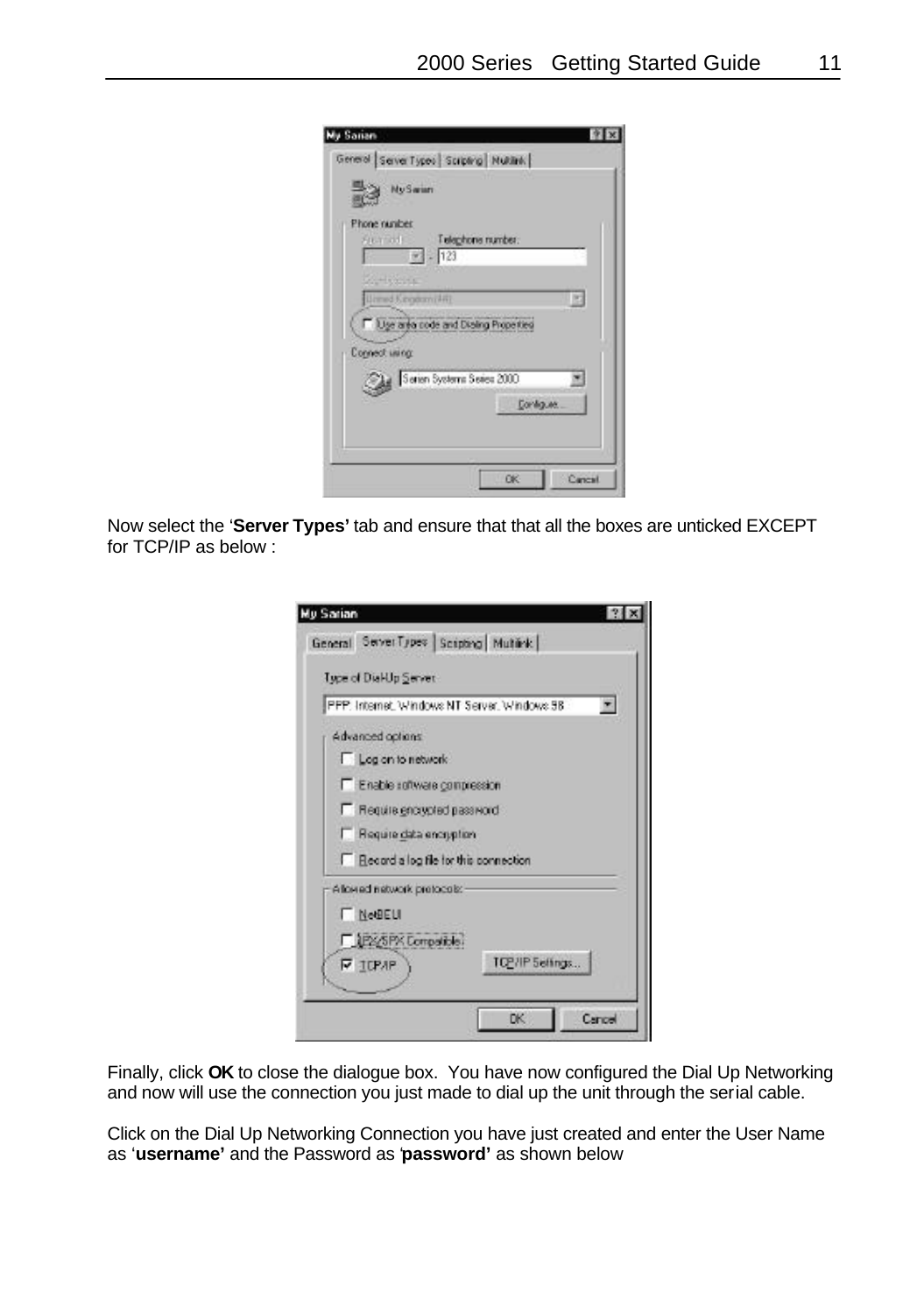Now select the '**Server Types'** tab and ensure that that all the boxes are unticked EXCEPT for TCP/IP as below :

Finally, click **OK** to close the dialogue box. You have now configured the Dial Up Networking and now will use the connection you just made to dial up the unit through the serial cable.

Click on the Dial Up Networking Connection you have just created and enter the User Name as '**username'** and the Password as '**password'** as shown below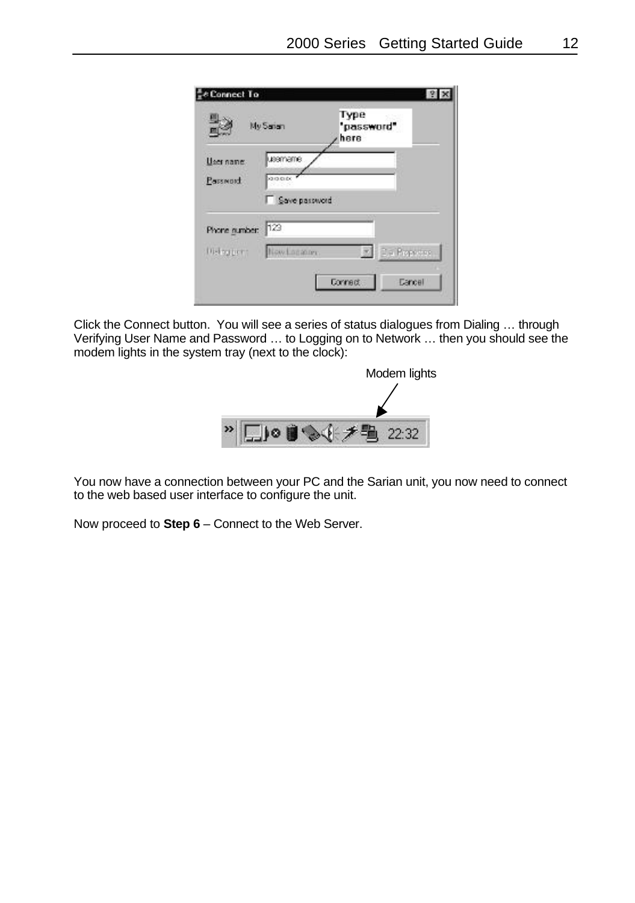Click the Connect button. You will see a series of status dialogues from Dialing … through Verifying User Name and Password … to Logging on to Network … then you should see the modem lights in the system tray (next to the clock):

You now have a connection between your PC and the Sarian unit, you now need to connect to the web based user interface to configure the unit.

Now proceed to **Step 6** – Connect to the Web Server.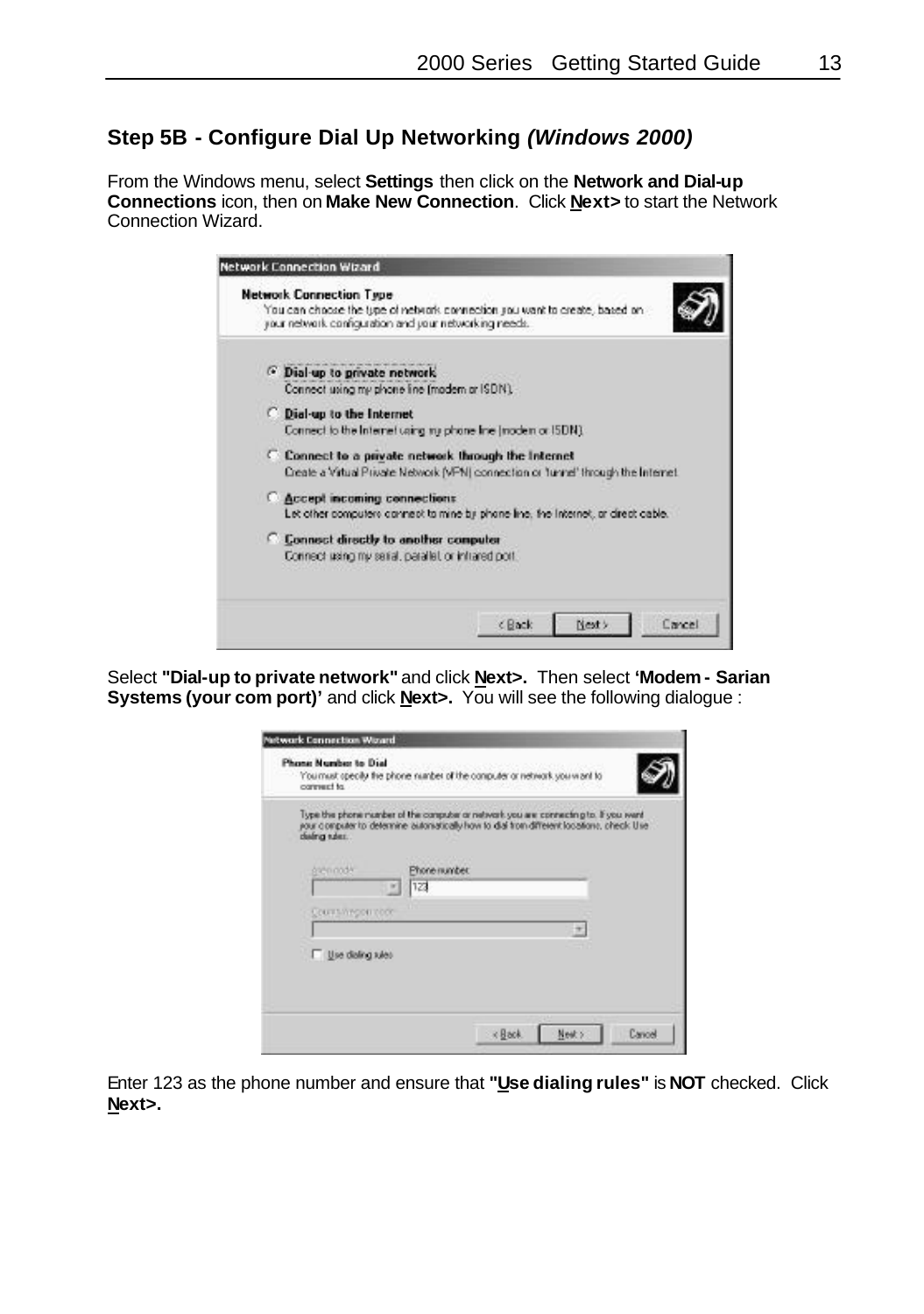## Step 5B - Configure Dial Up Networking *(Windows 2000)*

From the Windows menu, select **Settings** then click on the **Network and Dial-up Connections** icon, then on **Make New Connection**. Click **Next>** to start the Network Connection Wizard.

Select **"Dial-up to private network"** and click **Next>.** Then select **'Modem - Sarian Systems (your com port)'** and click **Next>.** You will see the following dialogue :

Enter 123 as the phone number and ensure that **"Use dialing rules"** is **NOT** checked. Click **Next>.**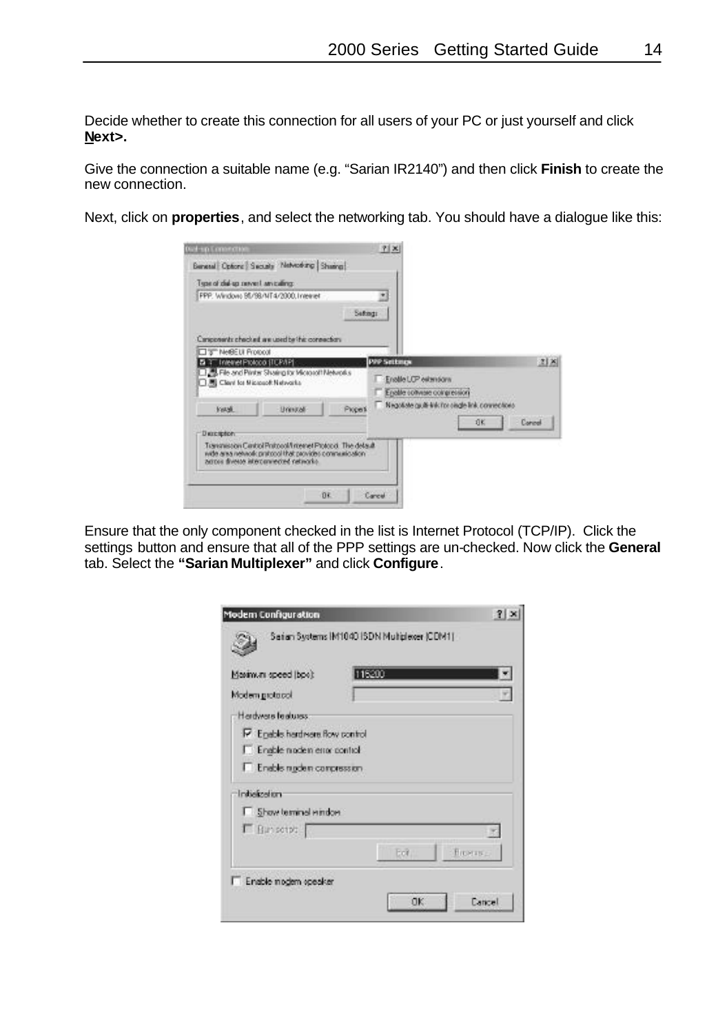Decide whether to create this connection for all users of your PC or just yourself and click **Next>.**

Give the connection a suitable name (e.g. "Sarian IR2140") and then click **Finish** to create the new connection.

Next, click on **properties**, and select the networking tab. You should have a dialogue like this:

Ensure that the only component checked in the list is Internet Protocol (TCP/IP). Click the settings button and ensure that all of the PPP settings are un-checked. Now click the **General** tab. Select the **"Sarian Multiplexer"** and click **Configure**.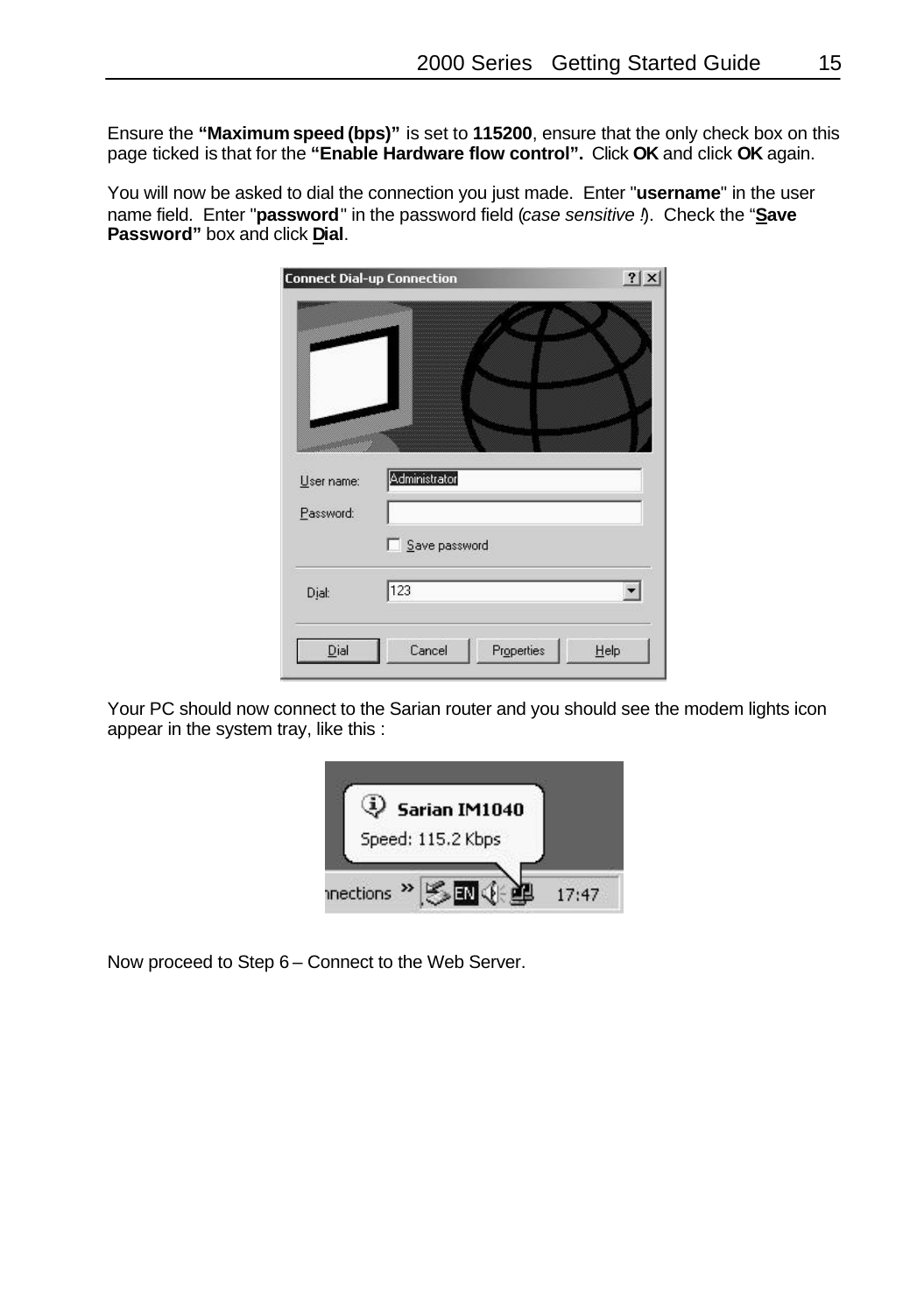Ensure the **"Maximum speed (bps)"** is set to **115200**, ensure that the only check box on this page ticked is that for the **"Enable Hardware flow control".** Click **OK** and click **OK** again.

You will now be asked to dial the connection you just made. Enter "**username**" in the user name field. Enter "**password**" in the password field (*case sensitive !*). Check the "**Save Password"** box and click **Dial**.

Your PC should now connect to the Sarian router and you should see the modem lights icon appear in the system tray, like this :

Now proceed to Step 6 – Connect to the Web Server.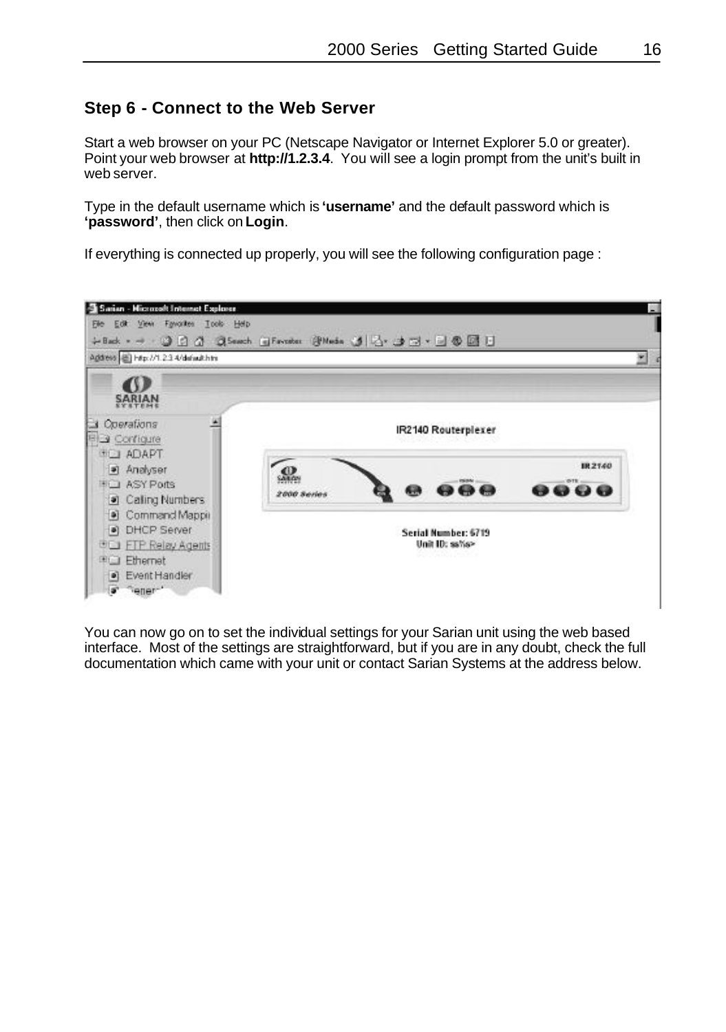## Step 6 - Connect to the Web Server

Start a web browser on your PC (Netscape Navigator or Internet Explorer 5.0 or greater). Point your web browser at **http://1.2.3.4**. You will see a login prompt from the unit's built in web server.

Type in the default username which is **'username'** and the default password which is **'password'**, then click on **Login**.

If everything is connected up properly, you will see the following configuration page :

You can now go on to set the individual settings for your Sarian unit using the web based interface. Most of the settings are straightforward, but if you are in any doubt, check the full documentation which came with your unit or contact Sarian Systems at the address below.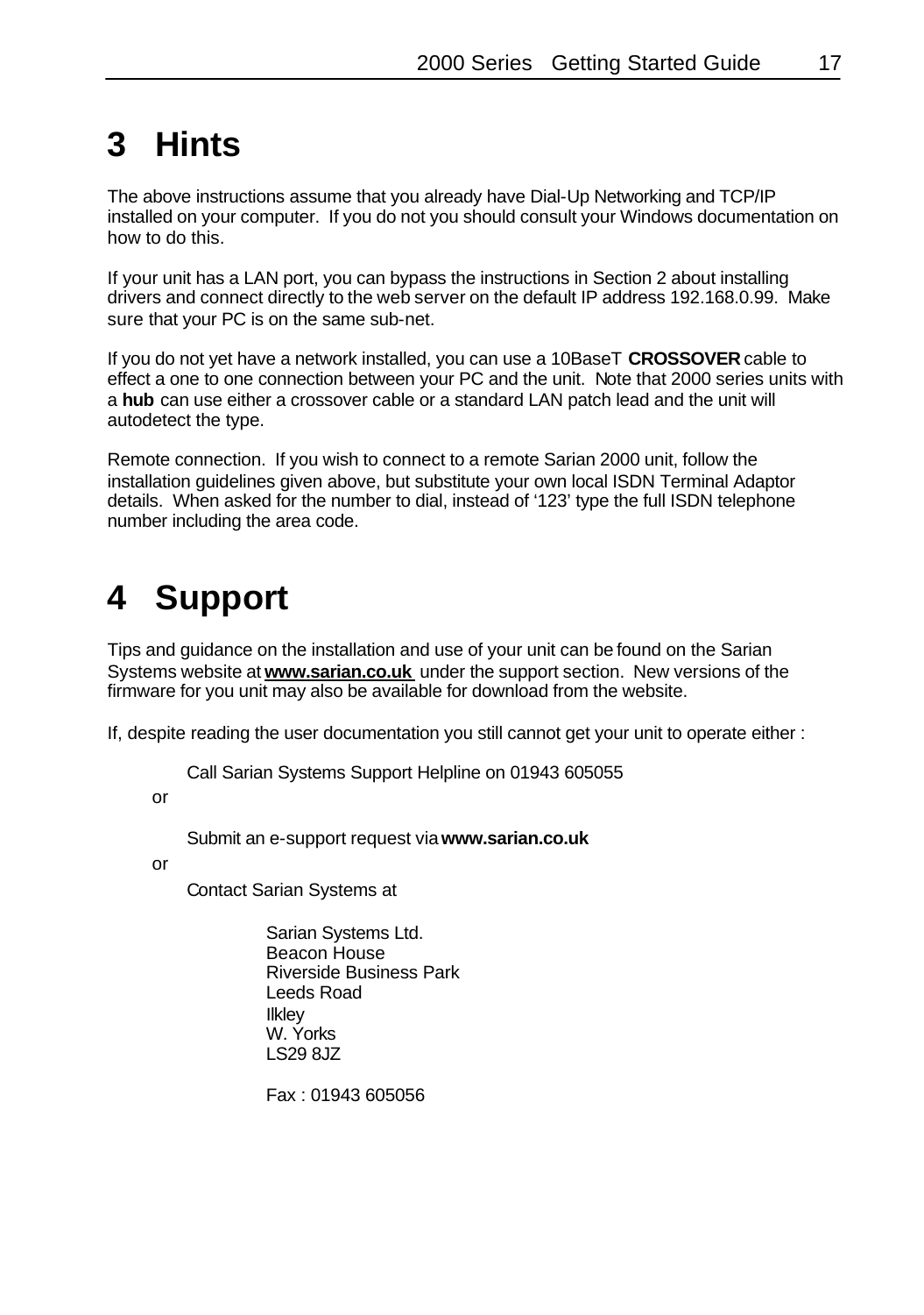# 3 Hints

The above instructions assume that you already have Dial-Up Networking and TCP/IP installed on your computer. If you do not you should consult your Windows documentation on how to do this.

If your unit has a LAN port, you can bypass the instructions in Section 2 about installing drivers and connect directly to the web server on the default IP address 192.168.0.99. Make sure that your PC is on the same sub-net.

If you do not yet have a network installed, you can use a 10BaseT **CROSSOVER** cable to effect a one to one connection between your PC and the unit. Note that 2000 series units with a **hub** can use either a crossover cable or a standard LAN patch lead and the unit will autodetect the type.

Remote connection. If you wish to connect to a remote Sarian 2000 unit, follow the installation guidelines given above, but substitute your own local ISDN Terminal Adaptor details. When asked for the number to dial, instead of '123' type the full ISDN telephone number including the area code.

# 4 Support

Tips and guidance on the installation and use of your unit can be found on the Sarian Systems website at **www.sarian.co.uk** under the support section. New versions of the firmware for you unit may also be available for download from the website.

If, despite reading the user documentation you still cannot get your unit to operate either :

Call Sarian Systems Support Helpline on 01943 605055

or

Submit an e-support request via **www.sarian.co.uk**

or

Contact Sarian Systems at

Sarian Systems Ltd.
Beacon House
Riverside Business Park
Leeds Road
Ilkley
W. Yorks
LS29 8JZ

Fax : 01943 605056